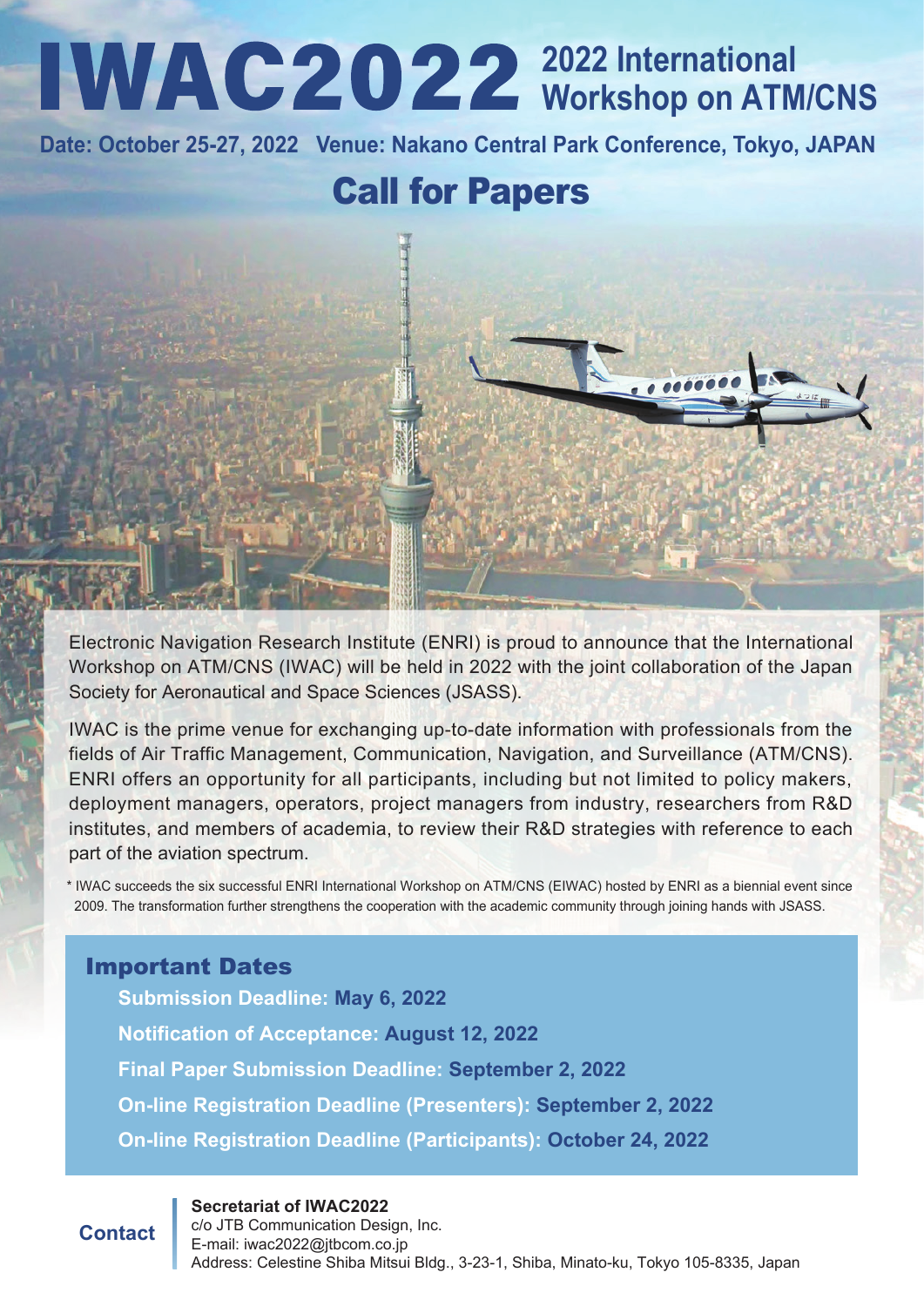# IWAC2022 2022 International Workshop on ATM/CNS

**Date: October 25-27, 2022 Venue: Nakano Central Park Conference, Tokyo, JAPAN**

## Call for Papers

Electronic Navigation Research Institute (ENRI) is proud to announce that the International Workshop on ATM/CNS (IWAC) will be held in 2022 with the joint collaboration of the Japan Society for Aeronautical and Space Sciences (JSASS).

IWAC is the prime venue for exchanging up-to-date information with professionals from the fields of Air Traffic Management, Communication, Navigation, and Surveillance (ATM/CNS). ENRI offers an opportunity for all participants, including but not limited to policy makers, deployment managers, operators, project managers from industry, researchers from R&D institutes, and members of academia, to review their R&D strategies with reference to each part of the aviation spectrum.

* IWAC succeeds the six successful ENRI International Workshop on ATM/CNS (EIWAC) hosted by ENRI as a biennial event since 2009. The transformation further strengthens the cooperation with the academic community through joining hands with JSASS.

### Important Dates

- **Submission Deadline:** May 6, 2022
- **Notification of Acceptance:** August 12, 2022
- **Final Paper Submission Deadline:** September 2, 2022
- **On-line Registration Deadline (Presenters):** September 2, 2022
- **On-line Registration Deadline (Participants):** October 24, 2022

### Contact

**Secretariat of IWAC2022**
c/o JTB Communication Design, Inc.
E-mail: iwac2022@jtbcom.co.jp
Address: Celestine Shiba Mitsui Bldg., 3-23-1, Shiba, Minato-ku, Tokyo 105-8335, Japan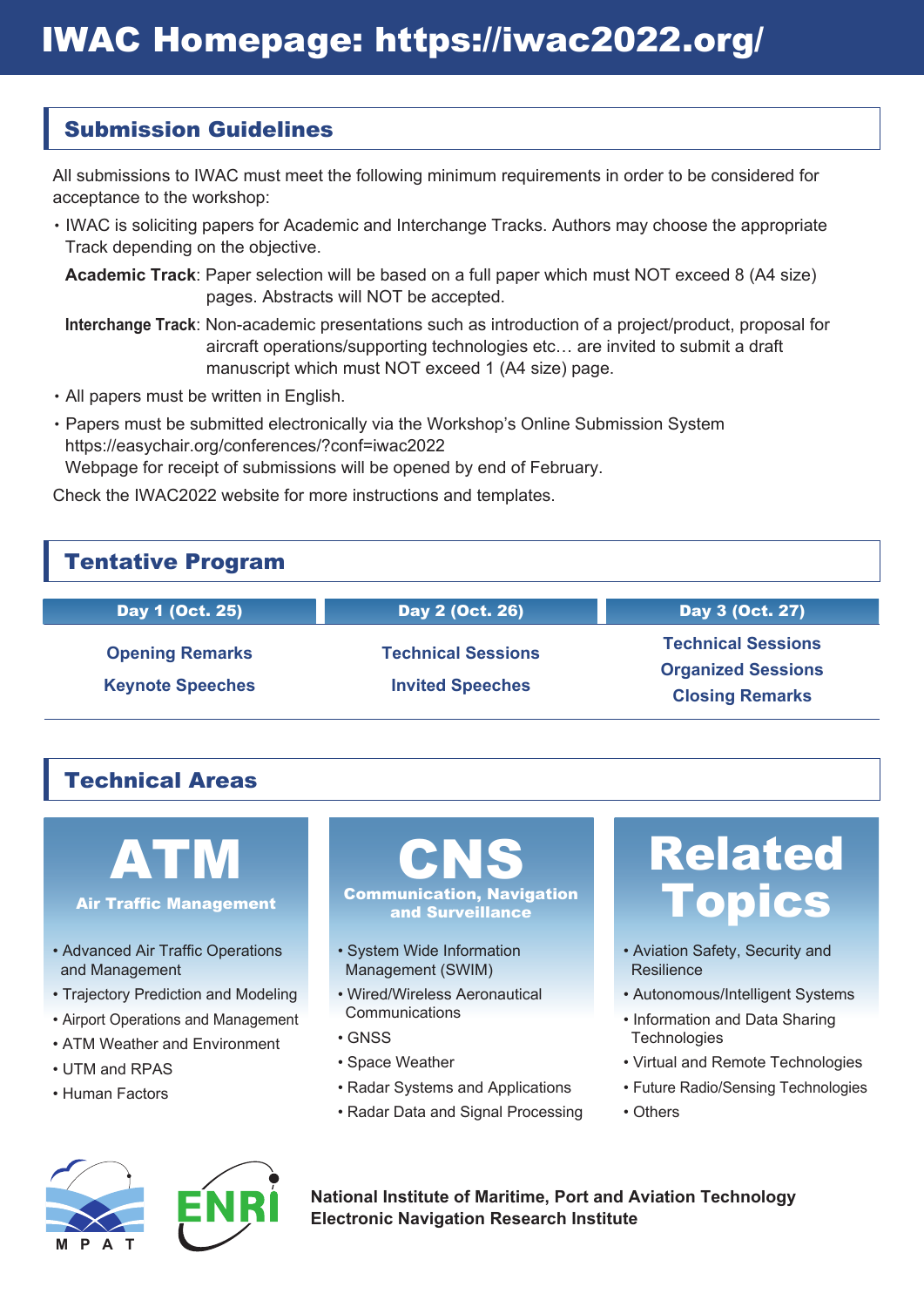# IWAC Homepage: https://iwac2022.org/

## Submission Guidelines

All submissions to IWAC must meet the following minimum requirements in order to be considered for acceptance to the workshop:

- IWAC is soliciting papers for Academic and Interchange Tracks. Authors may choose the appropriate Track depending on the objective.

  **Academic Track**: Paper selection will be based on a full paper which must NOT exceed 8 (A4 size) pages. Abstracts will NOT be accepted.

  **Interchange Track**: Non-academic presentations such as introduction of a project/product, proposal for aircraft operations/supporting technologies etc… are invited to submit a draft manuscript which must NOT exceed 1 (A4 size) page.

- All papers must be written in English.
- Papers must be submitted electronically via the Workshop's Online Submission System https://easychair.org/conferences/?conf=iwac2022
  Webpage for receipt of submissions will be opened by end of February.

Check the IWAC2022 website for more instructions and templates.

## Tentative Program

| Day 1 (Oct. 25) | Day 2 (Oct. 26) | Day 3 (Oct. 27) |
|---|---|---|
| Opening Remarks | Technical Sessions | Technical Sessions |
| Keynote Speeches | Invited Speeches | Organized Sessions |
| | | Closing Remarks |

## Technical Areas

### ATM
**Air Traffic Management**

- Advanced Air Traffic Operations and Management
- Trajectory Prediction and Modeling
- Airport Operations and Management
- ATM Weather and Environment
- UTM and RPAS
- Human Factors

### CNS
**Communication, Navigation and Surveillance**

- System Wide Information Management (SWIM)
- Wired/Wireless Aeronautical Communications
- GNSS
- Space Weather
- Radar Systems and Applications
- Radar Data and Signal Processing

### Related Topics

- Aviation Safety, Security and Resilience
- Autonomous/Intelligent Systems
- Information and Data Sharing Technologies
- Virtual and Remote Technologies
- Future Radio/Sensing Technologies
- Others

MPAT ENRI

**National Institute of Maritime, Port and Aviation Technology**
**Electronic Navigation Research Institute**